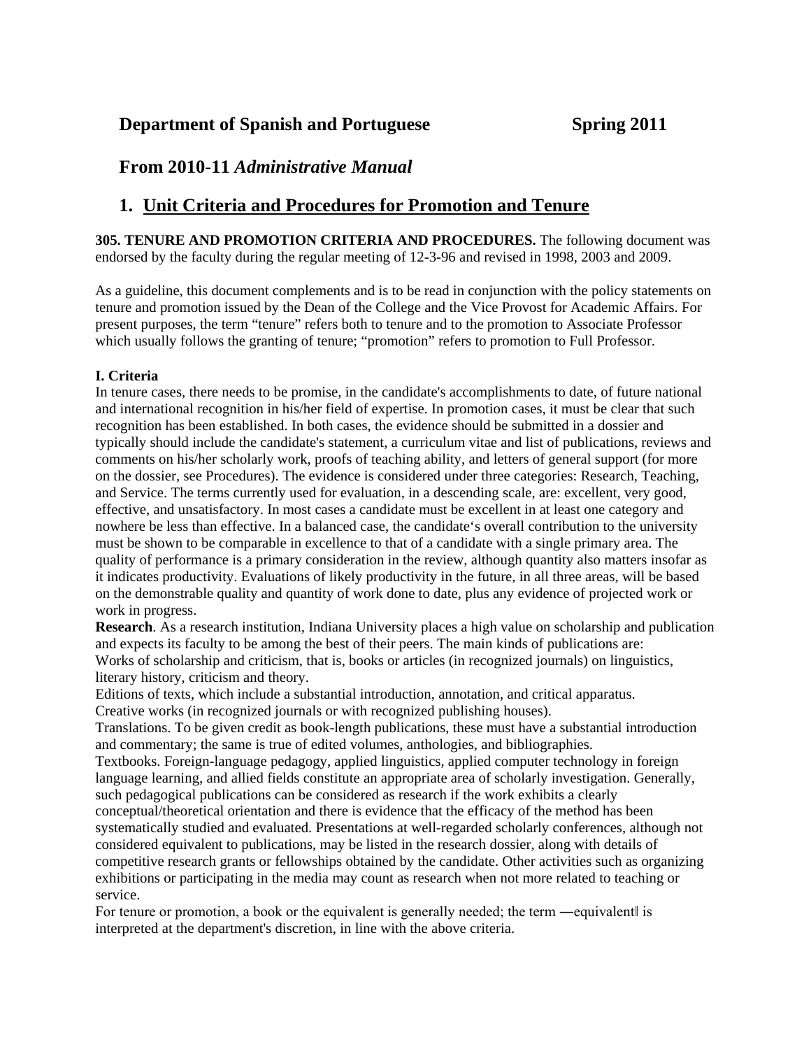## Department of Spanish and Portuguese Spring 2011

## From 2010-11 *Administrative Manual*

## 1. Unit Criteria and Procedures for Promotion and Tenure

**305. TENURE AND PROMOTION CRITERIA AND PROCEDURES.** The following document was endorsed by the faculty during the regular meeting of 12-3-96 and revised in 1998, 2003 and 2009.

As a guideline, this document complements and is to be read in conjunction with the policy statements on tenure and promotion issued by the Dean of the College and the Vice Provost for Academic Affairs. For present purposes, the term "tenure" refers both to tenure and to the promotion to Associate Professor which usually follows the granting of tenure; "promotion" refers to promotion to Full Professor.

**I. Criteria**

In tenure cases, there needs to be promise, in the candidate's accomplishments to date, of future national and international recognition in his/her field of expertise. In promotion cases, it must be clear that such recognition has been established. In both cases, the evidence should be submitted in a dossier and typically should include the candidate's statement, a curriculum vitae and list of publications, reviews and comments on his/her scholarly work, proofs of teaching ability, and letters of general support (for more on the dossier, see Procedures). The evidence is considered under three categories: Research, Teaching, and Service. The terms currently used for evaluation, in a descending scale, are: excellent, very good, effective, and unsatisfactory. In most cases a candidate must be excellent in at least one category and nowhere be less than effective. In a balanced case, the candidate's overall contribution to the university must be shown to be comparable in excellence to that of a candidate with a single primary area. The quality of performance is a primary consideration in the review, although quantity also matters insofar as it indicates productivity. Evaluations of likely productivity in the future, in all three areas, will be based on the demonstrable quality and quantity of work done to date, plus any evidence of projected work or work in progress.

**Research**. As a research institution, Indiana University places a high value on scholarship and publication and expects its faculty to be among the best of their peers. The main kinds of publications are:

Works of scholarship and criticism, that is, books or articles (in recognized journals) on linguistics, literary history, criticism and theory.

Editions of texts, which include a substantial introduction, annotation, and critical apparatus.

Creative works (in recognized journals or with recognized publishing houses).

Translations. To be given credit as book-length publications, these must have a substantial introduction and commentary; the same is true of edited volumes, anthologies, and bibliographies.

Textbooks. Foreign-language pedagogy, applied linguistics, applied computer technology in foreign language learning, and allied fields constitute an appropriate area of scholarly investigation. Generally, such pedagogical publications can be considered as research if the work exhibits a clearly conceptual/theoretical orientation and there is evidence that the efficacy of the method has been systematically studied and evaluated. Presentations at well-regarded scholarly conferences, although not considered equivalent to publications, may be listed in the research dossier, along with details of competitive research grants or fellowships obtained by the candidate. Other activities such as organizing exhibitions or participating in the media may count as research when not more related to teaching or service.

For tenure or promotion, a book or the equivalent is generally needed; the term ―equivalent‖ is interpreted at the department's discretion, in line with the above criteria.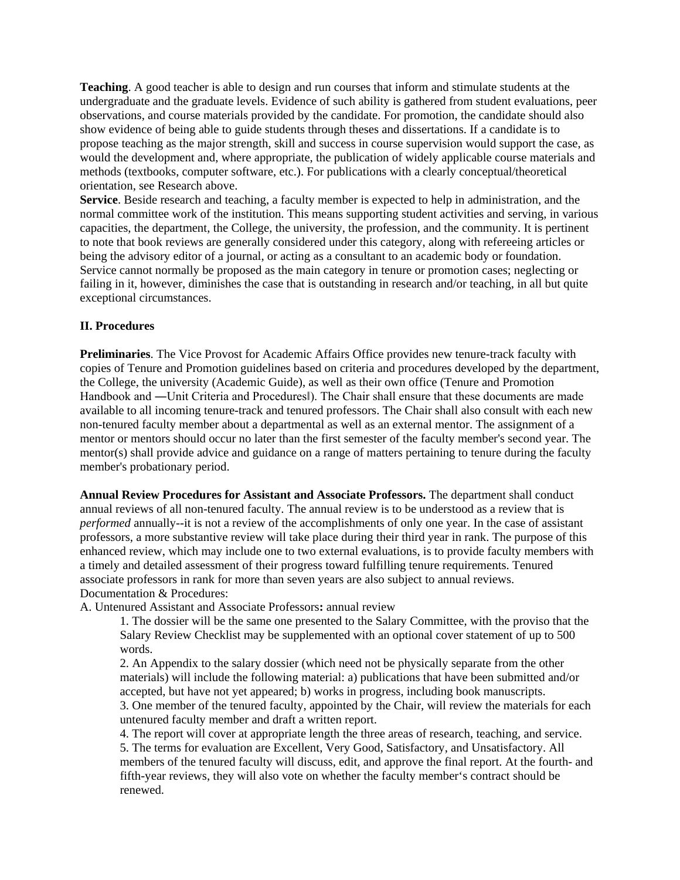**Teaching**. A good teacher is able to design and run courses that inform and stimulate students at the undergraduate and the graduate levels. Evidence of such ability is gathered from student evaluations, peer observations, and course materials provided by the candidate. For promotion, the candidate should also show evidence of being able to guide students through theses and dissertations. If a candidate is to propose teaching as the major strength, skill and success in course supervision would support the case, as would the development and, where appropriate, the publication of widely applicable course materials and methods (textbooks, computer software, etc.). For publications with a clearly conceptual/theoretical orientation, see Research above.

**Service**. Beside research and teaching, a faculty member is expected to help in administration, and the normal committee work of the institution. This means supporting student activities and serving, in various capacities, the department, the College, the university, the profession, and the community. It is pertinent to note that book reviews are generally considered under this category, along with refereeing articles or being the advisory editor of a journal, or acting as a consultant to an academic body or foundation. Service cannot normally be proposed as the main category in tenure or promotion cases; neglecting or failing in it, however, diminishes the case that is outstanding in research and/or teaching, in all but quite exceptional circumstances.

## II. Procedures

**Preliminaries**. The Vice Provost for Academic Affairs Office provides new tenure-track faculty with copies of Tenure and Promotion guidelines based on criteria and procedures developed by the department, the College, the university (Academic Guide), as well as their own office (Tenure and Promotion Handbook and ―Unit Criteria and Procedures‖). The Chair shall ensure that these documents are made available to all incoming tenure-track and tenured professors. The Chair shall also consult with each new non-tenured faculty member about a departmental as well as an external mentor. The assignment of a mentor or mentors should occur no later than the first semester of the faculty member's second year. The mentor(s) shall provide advice and guidance on a range of matters pertaining to tenure during the faculty member's probationary period.

**Annual Review Procedures for Assistant and Associate Professors.** The department shall conduct annual reviews of all non-tenured faculty. The annual review is to be understood as a review that is *performed* annually--it is not a review of the accomplishments of only one year. In the case of assistant professors, a more substantive review will take place during their third year in rank. The purpose of this enhanced review, which may include one to two external evaluations, is to provide faculty members with a timely and detailed assessment of their progress toward fulfilling tenure requirements. Tenured associate professors in rank for more than seven years are also subject to annual reviews.

Documentation & Procedures:

A. Untenured Assistant and Associate Professors**:** annual review

1. The dossier will be the same one presented to the Salary Committee, with the proviso that the Salary Review Checklist may be supplemented with an optional cover statement of up to 500 words.
2. An Appendix to the salary dossier (which need not be physically separate from the other materials) will include the following material: a) publications that have been submitted and/or accepted, but have not yet appeared; b) works in progress, including book manuscripts.
3. One member of the tenured faculty, appointed by the Chair, will review the materials for each untenured faculty member and draft a written report.
4. The report will cover at appropriate length the three areas of research, teaching, and service.
5. The terms for evaluation are Excellent, Very Good, Satisfactory, and Unsatisfactory. All members of the tenured faculty will discuss, edit, and approve the final report. At the fourth- and fifth-year reviews, they will also vote on whether the faculty member‘s contract should be renewed.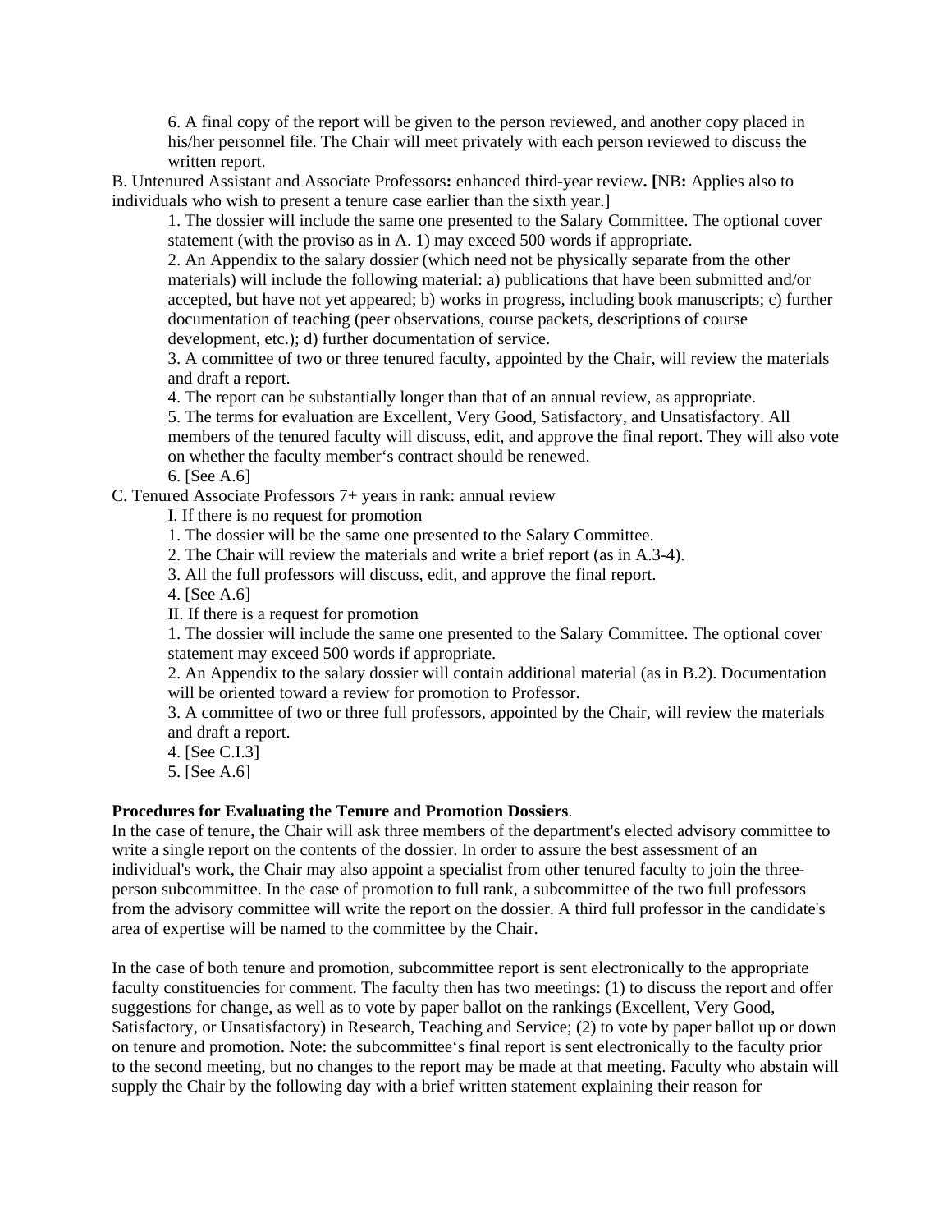6. A final copy of the report will be given to the person reviewed, and another copy placed in his/her personnel file. The Chair will meet privately with each person reviewed to discuss the written report.

B. Untenured Assistant and Associate Professors**:** enhanced third-year review**. [**NB**:** Applies also to individuals who wish to present a tenure case earlier than the sixth year.]

1. The dossier will include the same one presented to the Salary Committee. The optional cover statement (with the proviso as in A. 1) may exceed 500 words if appropriate.
2. An Appendix to the salary dossier (which need not be physically separate from the other materials) will include the following material: a) publications that have been submitted and/or accepted, but have not yet appeared; b) works in progress, including book manuscripts; c) further documentation of teaching (peer observations, course packets, descriptions of course development, etc.); d) further documentation of service.
3. A committee of two or three tenured faculty, appointed by the Chair, will review the materials and draft a report.
4. The report can be substantially longer than that of an annual review, as appropriate.
5. The terms for evaluation are Excellent, Very Good, Satisfactory, and Unsatisfactory. All members of the tenured faculty will discuss, edit, and approve the final report. They will also vote on whether the faculty member's contract should be renewed.
6. [See A.6]

C. Tenured Associate Professors 7+ years in rank: annual review

I. If there is no request for promotion

1. The dossier will be the same one presented to the Salary Committee.
2. The Chair will review the materials and write a brief report (as in A.3-4).
3. All the full professors will discuss, edit, and approve the final report.
4. [See A.6]

II. If there is a request for promotion

1. The dossier will include the same one presented to the Salary Committee. The optional cover statement may exceed 500 words if appropriate.
2. An Appendix to the salary dossier will contain additional material (as in B.2). Documentation will be oriented toward a review for promotion to Professor.
3. A committee of two or three full professors, appointed by the Chair, will review the materials and draft a report.
4. [See C.I.3]
5. [See A.6]

**Procedures for Evaluating the Tenure and Promotion Dossiers**.

In the case of tenure, the Chair will ask three members of the department's elected advisory committee to write a single report on the contents of the dossier. In order to assure the best assessment of an individual's work, the Chair may also appoint a specialist from other tenured faculty to join the three-person subcommittee. In the case of promotion to full rank, a subcommittee of the two full professors from the advisory committee will write the report on the dossier. A third full professor in the candidate's area of expertise will be named to the committee by the Chair.

In the case of both tenure and promotion, subcommittee report is sent electronically to the appropriate faculty constituencies for comment. The faculty then has two meetings: (1) to discuss the report and offer suggestions for change, as well as to vote by paper ballot on the rankings (Excellent, Very Good, Satisfactory, or Unsatisfactory) in Research, Teaching and Service; (2) to vote by paper ballot up or down on tenure and promotion. Note: the subcommittee's final report is sent electronically to the faculty prior to the second meeting, but no changes to the report may be made at that meeting. Faculty who abstain will supply the Chair by the following day with a brief written statement explaining their reason for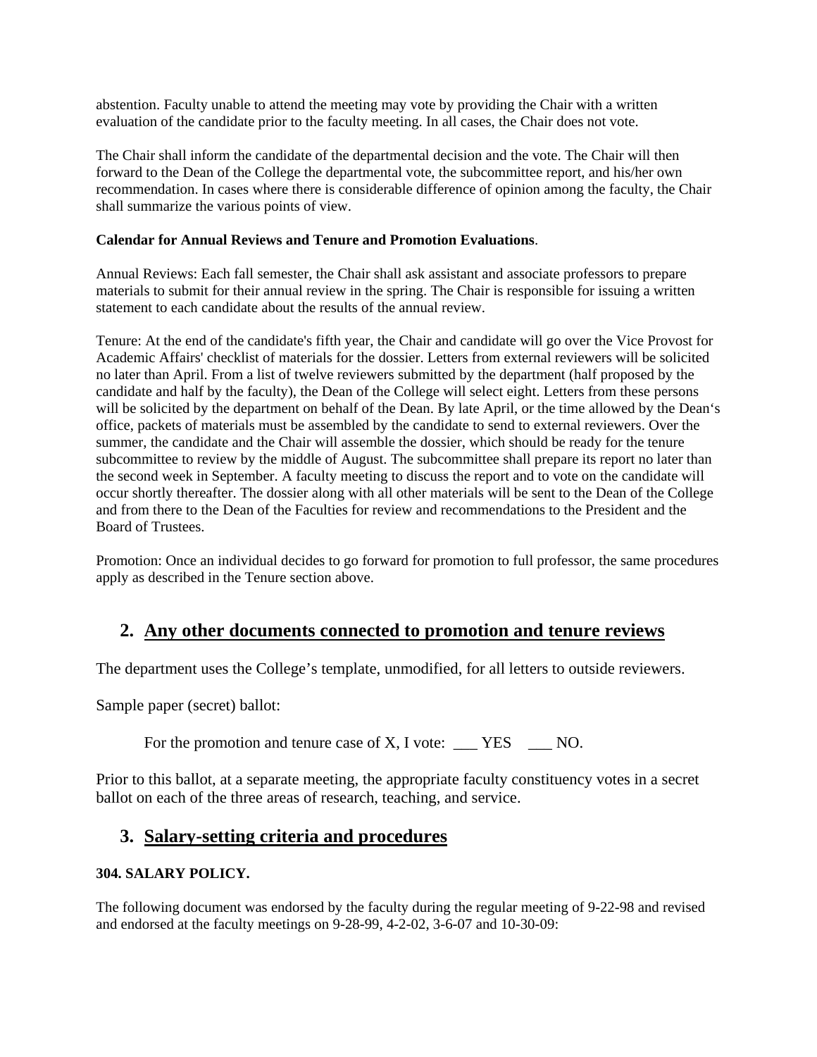abstention. Faculty unable to attend the meeting may vote by providing the Chair with a written evaluation of the candidate prior to the faculty meeting. In all cases, the Chair does not vote.

The Chair shall inform the candidate of the departmental decision and the vote. The Chair will then forward to the Dean of the College the departmental vote, the subcommittee report, and his/her own recommendation. In cases where there is considerable difference of opinion among the faculty, the Chair shall summarize the various points of view.

**Calendar for Annual Reviews and Tenure and Promotion Evaluations**.

Annual Reviews: Each fall semester, the Chair shall ask assistant and associate professors to prepare materials to submit for their annual review in the spring. The Chair is responsible for issuing a written statement to each candidate about the results of the annual review.

Tenure: At the end of the candidate's fifth year, the Chair and candidate will go over the Vice Provost for Academic Affairs' checklist of materials for the dossier. Letters from external reviewers will be solicited no later than April. From a list of twelve reviewers submitted by the department (half proposed by the candidate and half by the faculty), the Dean of the College will select eight. Letters from these persons will be solicited by the department on behalf of the Dean. By late April, or the time allowed by the Dean's office, packets of materials must be assembled by the candidate to send to external reviewers. Over the summer, the candidate and the Chair will assemble the dossier, which should be ready for the tenure subcommittee to review by the middle of August. The subcommittee shall prepare its report no later than the second week in September. A faculty meeting to discuss the report and to vote on the candidate will occur shortly thereafter. The dossier along with all other materials will be sent to the Dean of the College and from there to the Dean of the Faculties for review and recommendations to the President and the Board of Trustees.

Promotion: Once an individual decides to go forward for promotion to full professor, the same procedures apply as described in the Tenure section above.

## 2. Any other documents connected to promotion and tenure reviews

The department uses the College's template, unmodified, for all letters to outside reviewers.

Sample paper (secret) ballot:

For the promotion and tenure case of X, I vote: ___ YES ___ NO.

Prior to this ballot, at a separate meeting, the appropriate faculty constituency votes in a secret ballot on each of the three areas of research, teaching, and service.

## 3. Salary-setting criteria and procedures

**304. SALARY POLICY.**

The following document was endorsed by the faculty during the regular meeting of 9-22-98 and revised and endorsed at the faculty meetings on 9-28-99, 4-2-02, 3-6-07 and 10-30-09: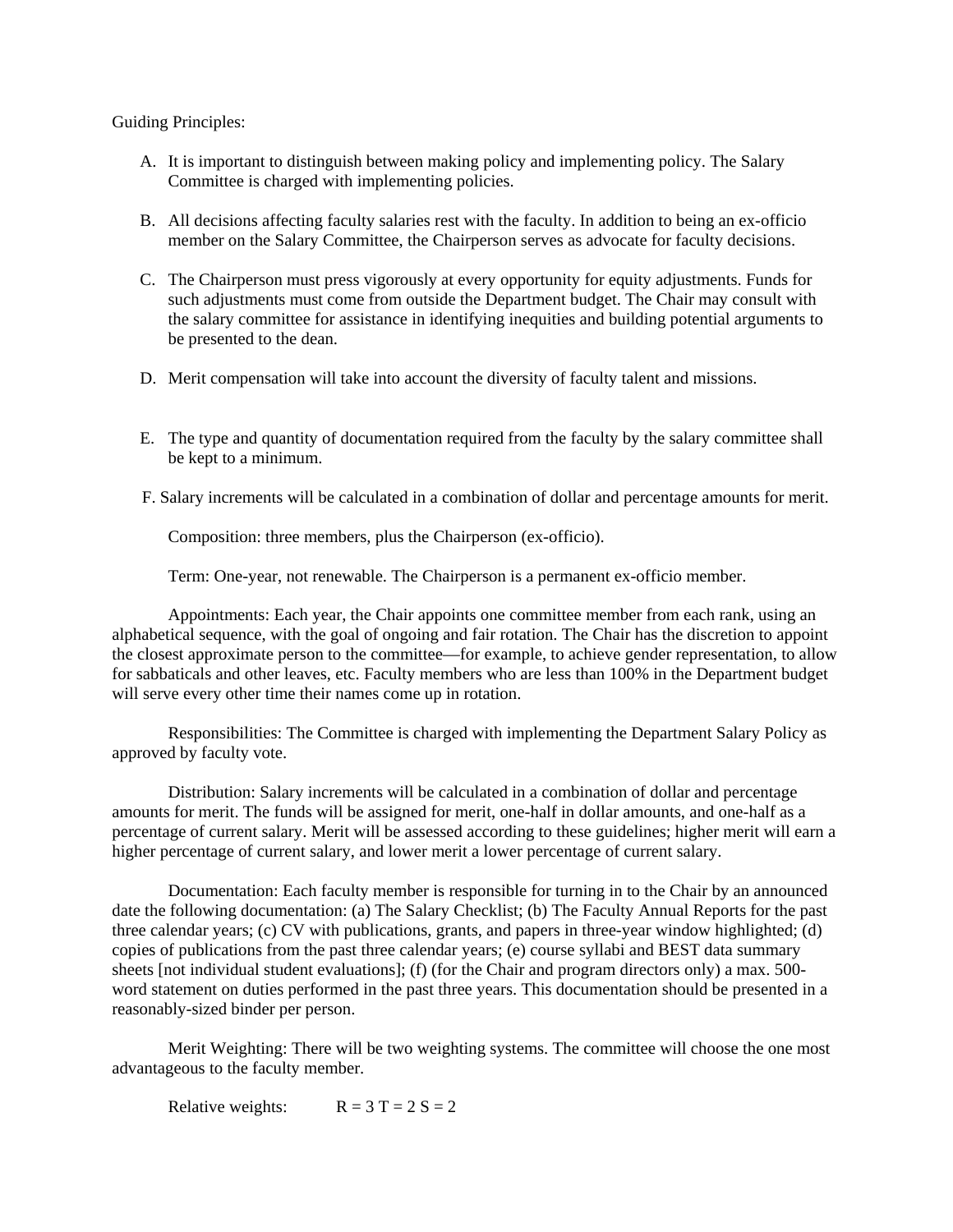Guiding Principles:

A. It is important to distinguish between making policy and implementing policy. The Salary Committee is charged with implementing policies.

B. All decisions affecting faculty salaries rest with the faculty. In addition to being an ex-officio member on the Salary Committee, the Chairperson serves as advocate for faculty decisions.

C. The Chairperson must press vigorously at every opportunity for equity adjustments. Funds for such adjustments must come from outside the Department budget. The Chair may consult with the salary committee for assistance in identifying inequities and building potential arguments to be presented to the dean.

D. Merit compensation will take into account the diversity of faculty talent and missions.

E. The type and quantity of documentation required from the faculty by the salary committee shall be kept to a minimum.

F. Salary increments will be calculated in a combination of dollar and percentage amounts for merit.

Composition: three members, plus the Chairperson (ex-officio).

Term: One-year, not renewable. The Chairperson is a permanent ex-officio member.

Appointments: Each year, the Chair appoints one committee member from each rank, using an alphabetical sequence, with the goal of ongoing and fair rotation. The Chair has the discretion to appoint the closest approximate person to the committee—for example, to achieve gender representation, to allow for sabbaticals and other leaves, etc. Faculty members who are less than 100% in the Department budget will serve every other time their names come up in rotation.

Responsibilities: The Committee is charged with implementing the Department Salary Policy as approved by faculty vote.

Distribution: Salary increments will be calculated in a combination of dollar and percentage amounts for merit. The funds will be assigned for merit, one-half in dollar amounts, and one-half as a percentage of current salary. Merit will be assessed according to these guidelines; higher merit will earn a higher percentage of current salary, and lower merit a lower percentage of current salary.

Documentation: Each faculty member is responsible for turning in to the Chair by an announced date the following documentation: (a) The Salary Checklist; (b) The Faculty Annual Reports for the past three calendar years; (c) CV with publications, grants, and papers in three-year window highlighted; (d) copies of publications from the past three calendar years; (e) course syllabi and BEST data summary sheets [not individual student evaluations]; (f) (for the Chair and program directors only) a max. 500-word statement on duties performed in the past three years. This documentation should be presented in a reasonably-sized binder per person.

Merit Weighting: There will be two weighting systems. The committee will choose the one most advantageous to the faculty member.

Relative weights: R = 3 T = 2 S = 2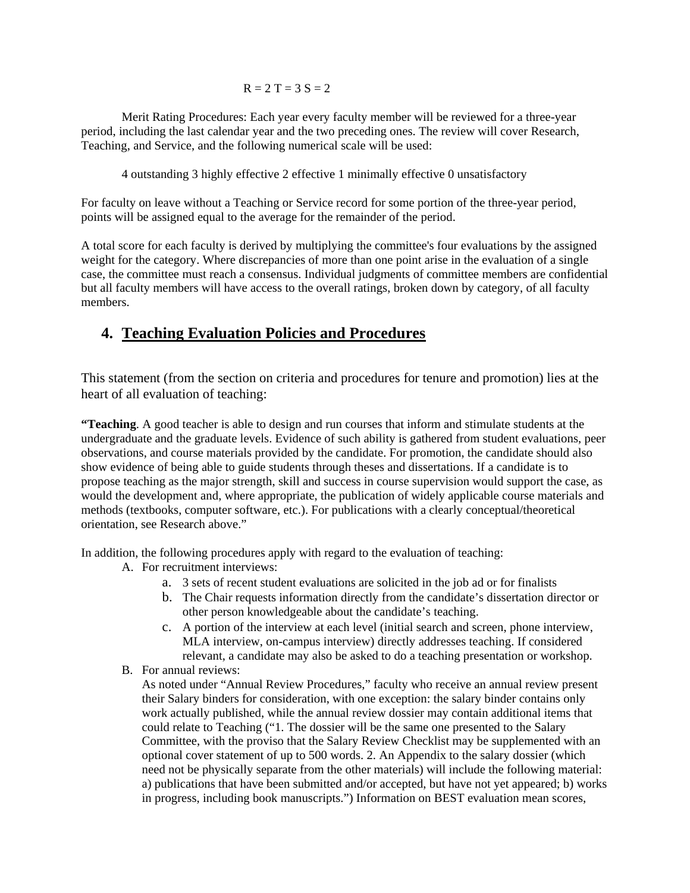R = 2 T = 3 S = 2

Merit Rating Procedures: Each year every faculty member will be reviewed for a three-year period, including the last calendar year and the two preceding ones. The review will cover Research, Teaching, and Service, and the following numerical scale will be used:

4 outstanding 3 highly effective 2 effective 1 minimally effective 0 unsatisfactory

For faculty on leave without a Teaching or Service record for some portion of the three-year period, points will be assigned equal to the average for the remainder of the period.

A total score for each faculty is derived by multiplying the committee's four evaluations by the assigned weight for the category. Where discrepancies of more than one point arise in the evaluation of a single case, the committee must reach a consensus. Individual judgments of committee members are confidential but all faculty members will have access to the overall ratings, broken down by category, of all faculty members.

## 4. Teaching Evaluation Policies and Procedures

This statement (from the section on criteria and procedures for tenure and promotion) lies at the heart of all evaluation of teaching:

**"Teaching**. A good teacher is able to design and run courses that inform and stimulate students at the undergraduate and the graduate levels. Evidence of such ability is gathered from student evaluations, peer observations, and course materials provided by the candidate. For promotion, the candidate should also show evidence of being able to guide students through theses and dissertations. If a candidate is to propose teaching as the major strength, skill and success in course supervision would support the case, as would the development and, where appropriate, the publication of widely applicable course materials and methods (textbooks, computer software, etc.). For publications with a clearly conceptual/theoretical orientation, see Research above."

In addition, the following procedures apply with regard to the evaluation of teaching:

A. For recruitment interviews:
   a. 3 sets of recent student evaluations are solicited in the job ad or for finalists
   b. The Chair requests information directly from the candidate's dissertation director or other person knowledgeable about the candidate's teaching.
   c. A portion of the interview at each level (initial search and screen, phone interview, MLA interview, on-campus interview) directly addresses teaching. If considered relevant, a candidate may also be asked to do a teaching presentation or workshop.

B. For annual reviews:
   As noted under "Annual Review Procedures," faculty who receive an annual review present their Salary binders for consideration, with one exception: the salary binder contains only work actually published, while the annual review dossier may contain additional items that could relate to Teaching ("1. The dossier will be the same one presented to the Salary Committee, with the proviso that the Salary Review Checklist may be supplemented with an optional cover statement of up to 500 words. 2. An Appendix to the salary dossier (which need not be physically separate from the other materials) will include the following material: a) publications that have been submitted and/or accepted, but have not yet appeared; b) works in progress, including book manuscripts.") Information on BEST evaluation mean scores,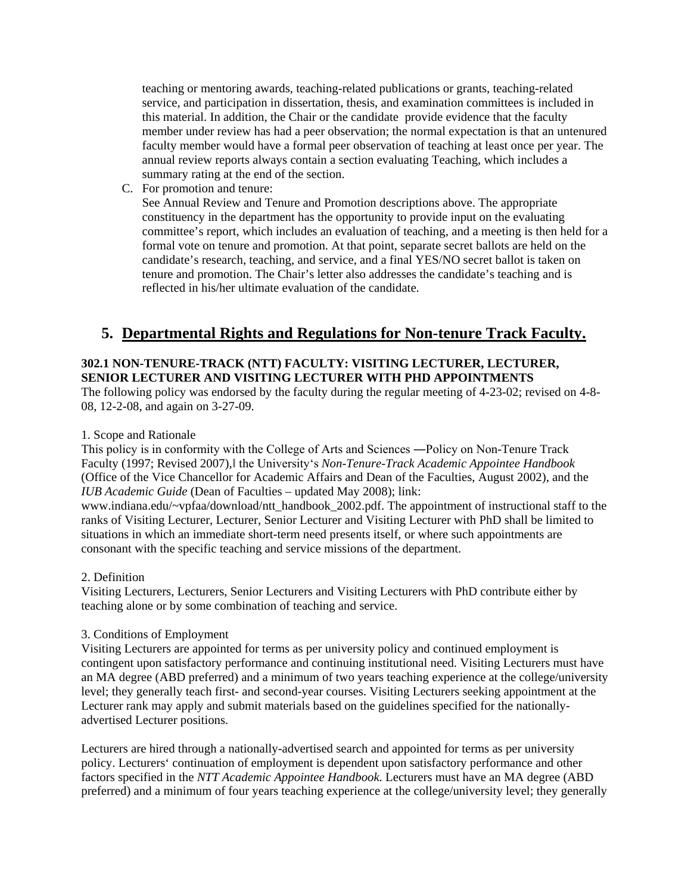teaching or mentoring awards, teaching-related publications or grants, teaching-related service, and participation in dissertation, thesis, and examination committees is included in this material. In addition, the Chair or the candidate provide evidence that the faculty member under review has had a peer observation; the normal expectation is that an untenured faculty member would have a formal peer observation of teaching at least once per year. The annual review reports always contain a section evaluating Teaching, which includes a summary rating at the end of the section.

C. For promotion and tenure:
   See Annual Review and Tenure and Promotion descriptions above. The appropriate constituency in the department has the opportunity to provide input on the evaluating committee's report, which includes an evaluation of teaching, and a meeting is then held for a formal vote on tenure and promotion. At that point, separate secret ballots are held on the candidate's research, teaching, and service, and a final YES/NO secret ballot is taken on tenure and promotion. The Chair's letter also addresses the candidate's teaching and is reflected in his/her ultimate evaluation of the candidate.

## 5. Departmental Rights and Regulations for Non-tenure Track Faculty.

**302.1 NON-TENURE-TRACK (NTT) FACULTY: VISITING LECTURER, LECTURER, SENIOR LECTURER AND VISITING LECTURER WITH PHD APPOINTMENTS**

The following policy was endorsed by the faculty during the regular meeting of 4-23-02; revised on 4-8-08, 12-2-08, and again on 3-27-09.

1. Scope and Rationale

This policy is in conformity with the College of Arts and Sciences ―Policy on Non-Tenure Track Faculty (1997; Revised 2007),‖ the University's *Non-Tenure-Track Academic Appointee Handbook* (Office of the Vice Chancellor for Academic Affairs and Dean of the Faculties, August 2002), and the *IUB Academic Guide* (Dean of Faculties – updated May 2008); link: www.indiana.edu/~vpfaa/download/ntt_handbook_2002.pdf. The appointment of instructional staff to the ranks of Visiting Lecturer, Lecturer, Senior Lecturer and Visiting Lecturer with PhD shall be limited to situations in which an immediate short-term need presents itself, or where such appointments are consonant with the specific teaching and service missions of the department.

2. Definition

Visiting Lecturers, Lecturers, Senior Lecturers and Visiting Lecturers with PhD contribute either by teaching alone or by some combination of teaching and service.

3. Conditions of Employment

Visiting Lecturers are appointed for terms as per university policy and continued employment is contingent upon satisfactory performance and continuing institutional need. Visiting Lecturers must have an MA degree (ABD preferred) and a minimum of two years teaching experience at the college/university level; they generally teach first- and second-year courses. Visiting Lecturers seeking appointment at the Lecturer rank may apply and submit materials based on the guidelines specified for the nationally-advertised Lecturer positions.

Lecturers are hired through a nationally-advertised search and appointed for terms as per university policy. Lecturers' continuation of employment is dependent upon satisfactory performance and other factors specified in the *NTT Academic Appointee Handbook*. Lecturers must have an MA degree (ABD preferred) and a minimum of four years teaching experience at the college/university level; they generally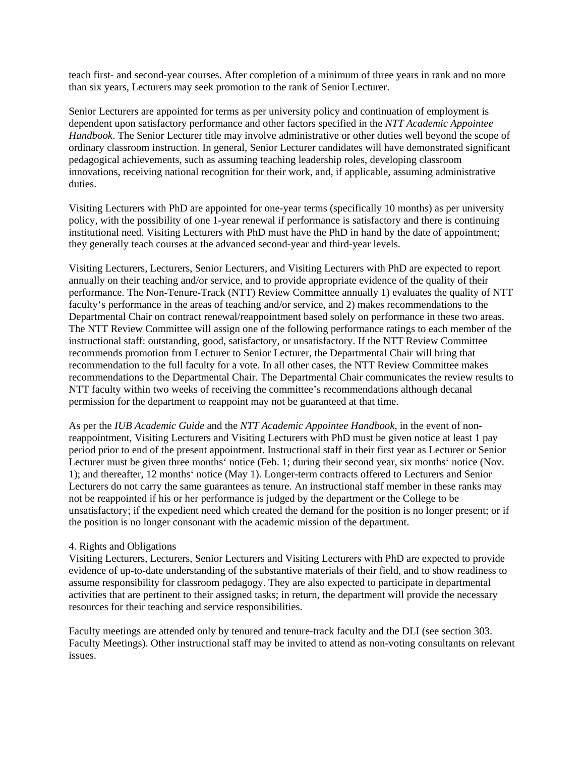teach first- and second-year courses. After completion of a minimum of three years in rank and no more than six years, Lecturers may seek promotion to the rank of Senior Lecturer.

Senior Lecturers are appointed for terms as per university policy and continuation of employment is dependent upon satisfactory performance and other factors specified in the *NTT Academic Appointee Handbook*. The Senior Lecturer title may involve administrative or other duties well beyond the scope of ordinary classroom instruction. In general, Senior Lecturer candidates will have demonstrated significant pedagogical achievements, such as assuming teaching leadership roles, developing classroom innovations, receiving national recognition for their work, and, if applicable, assuming administrative duties.

Visiting Lecturers with PhD are appointed for one-year terms (specifically 10 months) as per university policy, with the possibility of one 1-year renewal if performance is satisfactory and there is continuing institutional need. Visiting Lecturers with PhD must have the PhD in hand by the date of appointment; they generally teach courses at the advanced second-year and third-year levels.

Visiting Lecturers, Lecturers, Senior Lecturers, and Visiting Lecturers with PhD are expected to report annually on their teaching and/or service, and to provide appropriate evidence of the quality of their performance. The Non-Tenure-Track (NTT) Review Committee annually 1) evaluates the quality of NTT faculty's performance in the areas of teaching and/or service, and 2) makes recommendations to the Departmental Chair on contract renewal/reappointment based solely on performance in these two areas. The NTT Review Committee will assign one of the following performance ratings to each member of the instructional staff: outstanding, good, satisfactory, or unsatisfactory. If the NTT Review Committee recommends promotion from Lecturer to Senior Lecturer, the Departmental Chair will bring that recommendation to the full faculty for a vote. In all other cases, the NTT Review Committee makes recommendations to the Departmental Chair. The Departmental Chair communicates the review results to NTT faculty within two weeks of receiving the committee's recommendations although decanal permission for the department to reappoint may not be guaranteed at that time.

As per the *IUB Academic Guide* and the *NTT Academic Appointee Handbook*, in the event of non-reappointment, Visiting Lecturers and Visiting Lecturers with PhD must be given notice at least 1 pay period prior to end of the present appointment. Instructional staff in their first year as Lecturer or Senior Lecturer must be given three months' notice (Feb. 1; during their second year, six months' notice (Nov. 1); and thereafter, 12 months' notice (May 1). Longer-term contracts offered to Lecturers and Senior Lecturers do not carry the same guarantees as tenure. An instructional staff member in these ranks may not be reappointed if his or her performance is judged by the department or the College to be unsatisfactory; if the expedient need which created the demand for the position is no longer present; or if the position is no longer consonant with the academic mission of the department.

4. Rights and Obligations

Visiting Lecturers, Lecturers, Senior Lecturers and Visiting Lecturers with PhD are expected to provide evidence of up-to-date understanding of the substantive materials of their field, and to show readiness to assume responsibility for classroom pedagogy. They are also expected to participate in departmental activities that are pertinent to their assigned tasks; in return, the department will provide the necessary resources for their teaching and service responsibilities.

Faculty meetings are attended only by tenured and tenure-track faculty and the DLI (see section 303. Faculty Meetings). Other instructional staff may be invited to attend as non-voting consultants on relevant issues.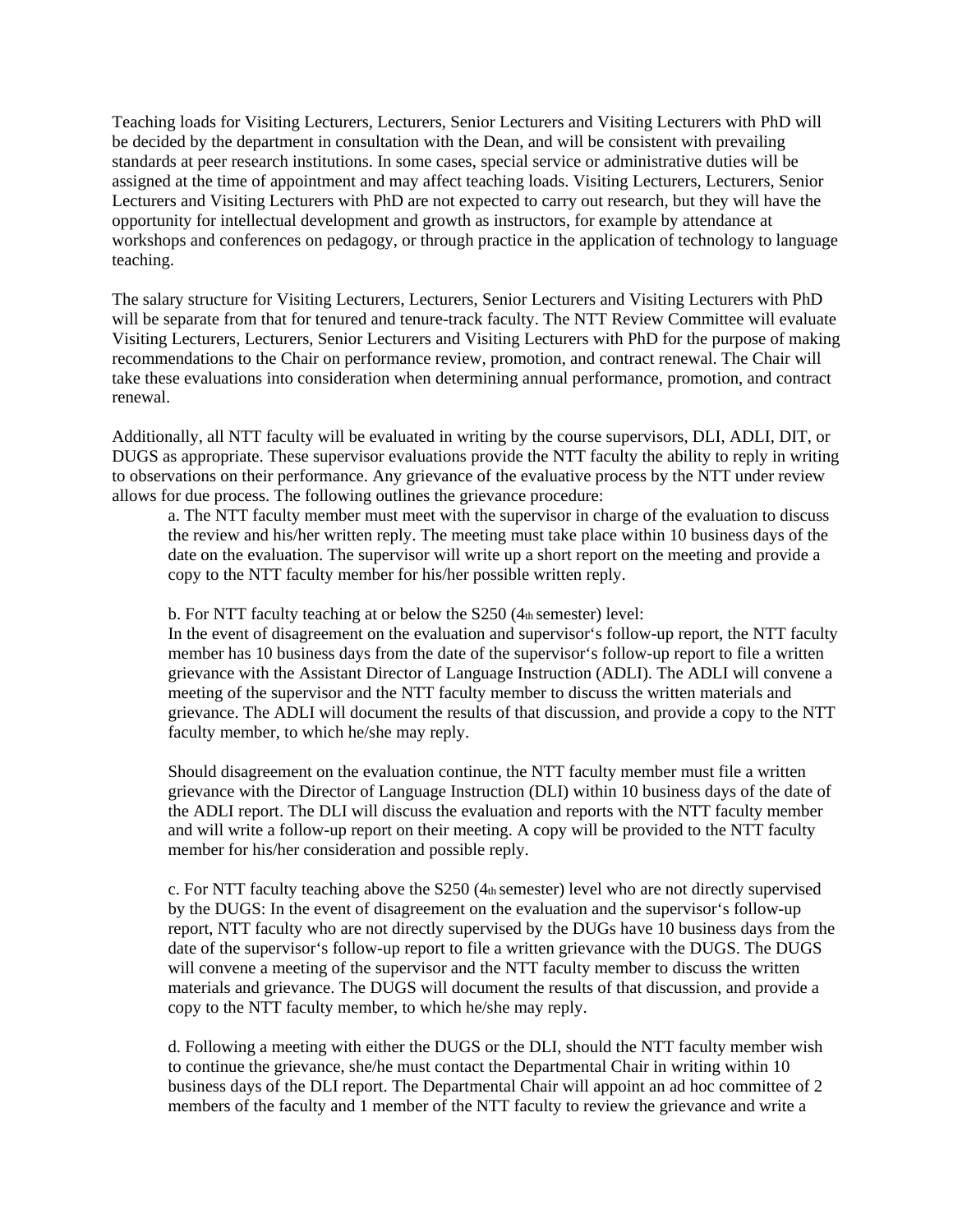Teaching loads for Visiting Lecturers, Lecturers, Senior Lecturers and Visiting Lecturers with PhD will be decided by the department in consultation with the Dean, and will be consistent with prevailing standards at peer research institutions. In some cases, special service or administrative duties will be assigned at the time of appointment and may affect teaching loads. Visiting Lecturers, Lecturers, Senior Lecturers and Visiting Lecturers with PhD are not expected to carry out research, but they will have the opportunity for intellectual development and growth as instructors, for example by attendance at workshops and conferences on pedagogy, or through practice in the application of technology to language teaching.

The salary structure for Visiting Lecturers, Lecturers, Senior Lecturers and Visiting Lecturers with PhD will be separate from that for tenured and tenure-track faculty. The NTT Review Committee will evaluate Visiting Lecturers, Lecturers, Senior Lecturers and Visiting Lecturers with PhD for the purpose of making recommendations to the Chair on performance review, promotion, and contract renewal. The Chair will take these evaluations into consideration when determining annual performance, promotion, and contract renewal.

Additionally, all NTT faculty will be evaluated in writing by the course supervisors, DLI, ADLI, DIT, or DUGS as appropriate. These supervisor evaluations provide the NTT faculty the ability to reply in writing to observations on their performance. Any grievance of the evaluative process by the NTT under review allows for due process. The following outlines the grievance procedure:

a. The NTT faculty member must meet with the supervisor in charge of the evaluation to discuss the review and his/her written reply. The meeting must take place within 10 business days of the date on the evaluation. The supervisor will write up a short report on the meeting and provide a copy to the NTT faculty member for his/her possible written reply.

b. For NTT faculty teaching at or below the S250 (4th semester) level:
In the event of disagreement on the evaluation and supervisor's follow-up report, the NTT faculty member has 10 business days from the date of the supervisor's follow-up report to file a written grievance with the Assistant Director of Language Instruction (ADLI). The ADLI will convene a meeting of the supervisor and the NTT faculty member to discuss the written materials and grievance. The ADLI will document the results of that discussion, and provide a copy to the NTT faculty member, to which he/she may reply.

Should disagreement on the evaluation continue, the NTT faculty member must file a written grievance with the Director of Language Instruction (DLI) within 10 business days of the date of the ADLI report. The DLI will discuss the evaluation and reports with the NTT faculty member and will write a follow-up report on their meeting. A copy will be provided to the NTT faculty member for his/her consideration and possible reply.

c. For NTT faculty teaching above the S250 (4th semester) level who are not directly supervised by the DUGS: In the event of disagreement on the evaluation and the supervisor's follow-up report, NTT faculty who are not directly supervised by the DUGs have 10 business days from the date of the supervisor's follow-up report to file a written grievance with the DUGS. The DUGS will convene a meeting of the supervisor and the NTT faculty member to discuss the written materials and grievance. The DUGS will document the results of that discussion, and provide a copy to the NTT faculty member, to which he/she may reply.

d. Following a meeting with either the DUGS or the DLI, should the NTT faculty member wish to continue the grievance, she/he must contact the Departmental Chair in writing within 10 business days of the DLI report. The Departmental Chair will appoint an ad hoc committee of 2 members of the faculty and 1 member of the NTT faculty to review the grievance and write a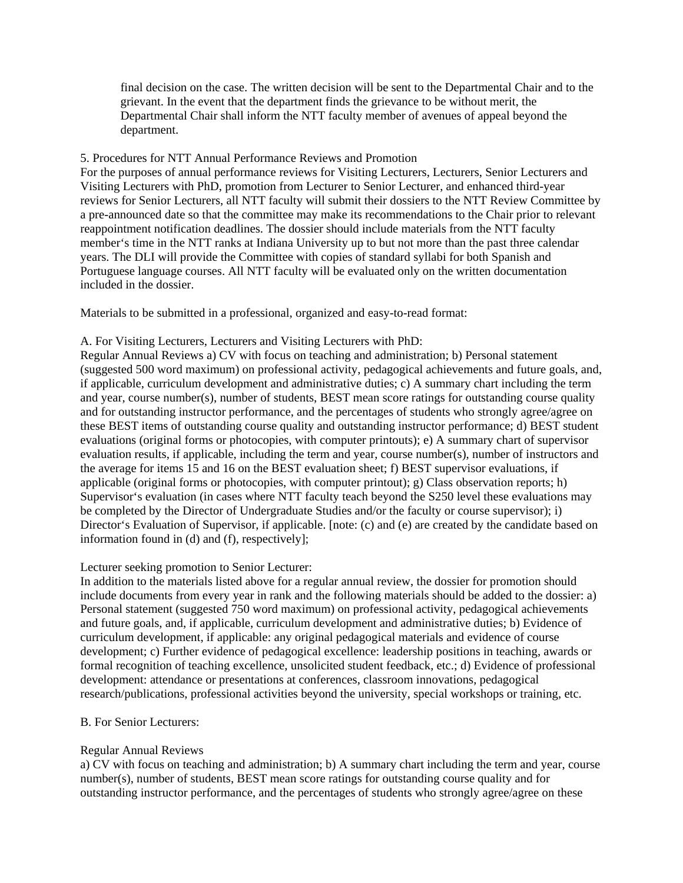final decision on the case. The written decision will be sent to the Departmental Chair and to the grievant. In the event that the department finds the grievance to be without merit, the Departmental Chair shall inform the NTT faculty member of avenues of appeal beyond the department.

5. Procedures for NTT Annual Performance Reviews and Promotion

For the purposes of annual performance reviews for Visiting Lecturers, Lecturers, Senior Lecturers and Visiting Lecturers with PhD, promotion from Lecturer to Senior Lecturer, and enhanced third-year reviews for Senior Lecturers, all NTT faculty will submit their dossiers to the NTT Review Committee by a pre-announced date so that the committee may make its recommendations to the Chair prior to relevant reappointment notification deadlines. The dossier should include materials from the NTT faculty member's time in the NTT ranks at Indiana University up to but not more than the past three calendar years. The DLI will provide the Committee with copies of standard syllabi for both Spanish and Portuguese language courses. All NTT faculty will be evaluated only on the written documentation included in the dossier.

Materials to be submitted in a professional, organized and easy-to-read format:

A. For Visiting Lecturers, Lecturers and Visiting Lecturers with PhD:

Regular Annual Reviews a) CV with focus on teaching and administration; b) Personal statement (suggested 500 word maximum) on professional activity, pedagogical achievements and future goals, and, if applicable, curriculum development and administrative duties; c) A summary chart including the term and year, course number(s), number of students, BEST mean score ratings for outstanding course quality and for outstanding instructor performance, and the percentages of students who strongly agree/agree on these BEST items of outstanding course quality and outstanding instructor performance; d) BEST student evaluations (original forms or photocopies, with computer printouts); e) A summary chart of supervisor evaluation results, if applicable, including the term and year, course number(s), number of instructors and the average for items 15 and 16 on the BEST evaluation sheet; f) BEST supervisor evaluations, if applicable (original forms or photocopies, with computer printout); g) Class observation reports; h) Supervisor's evaluation (in cases where NTT faculty teach beyond the S250 level these evaluations may be completed by the Director of Undergraduate Studies and/or the faculty or course supervisor); i) Director's Evaluation of Supervisor, if applicable. [note: (c) and (e) are created by the candidate based on information found in (d) and (f), respectively];

Lecturer seeking promotion to Senior Lecturer:

In addition to the materials listed above for a regular annual review, the dossier for promotion should include documents from every year in rank and the following materials should be added to the dossier: a) Personal statement (suggested 750 word maximum) on professional activity, pedagogical achievements and future goals, and, if applicable, curriculum development and administrative duties; b) Evidence of curriculum development, if applicable: any original pedagogical materials and evidence of course development; c) Further evidence of pedagogical excellence: leadership positions in teaching, awards or formal recognition of teaching excellence, unsolicited student feedback, etc.; d) Evidence of professional development: attendance or presentations at conferences, classroom innovations, pedagogical research/publications, professional activities beyond the university, special workshops or training, etc.

B. For Senior Lecturers:

Regular Annual Reviews

a) CV with focus on teaching and administration; b) A summary chart including the term and year, course number(s), number of students, BEST mean score ratings for outstanding course quality and for outstanding instructor performance, and the percentages of students who strongly agree/agree on these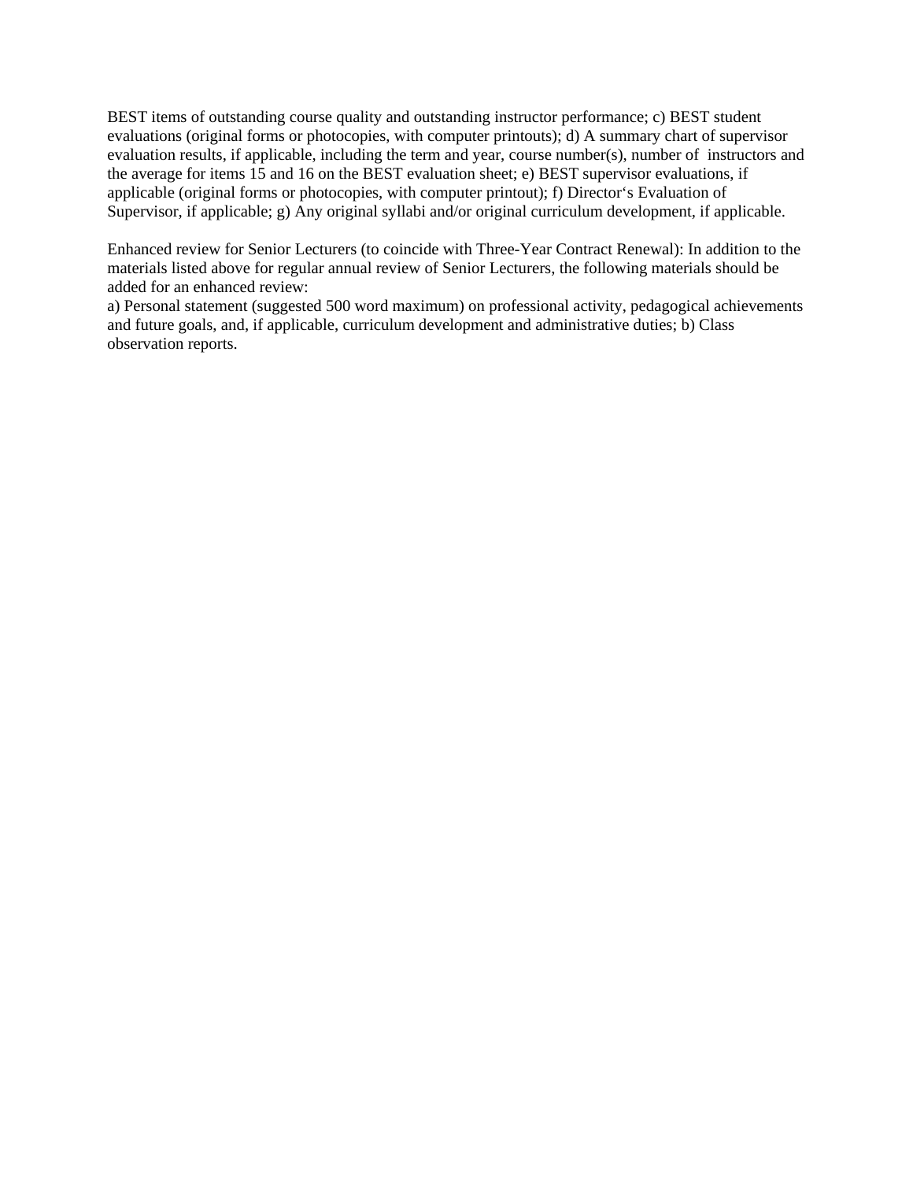BEST items of outstanding course quality and outstanding instructor performance; c) BEST student evaluations (original forms or photocopies, with computer printouts); d) A summary chart of supervisor evaluation results, if applicable, including the term and year, course number(s), number of instructors and the average for items 15 and 16 on the BEST evaluation sheet; e) BEST supervisor evaluations, if applicable (original forms or photocopies, with computer printout); f) Director's Evaluation of Supervisor, if applicable; g) Any original syllabi and/or original curriculum development, if applicable.

Enhanced review for Senior Lecturers (to coincide with Three-Year Contract Renewal): In addition to the materials listed above for regular annual review of Senior Lecturers, the following materials should be added for an enhanced review:
a) Personal statement (suggested 500 word maximum) on professional activity, pedagogical achievements and future goals, and, if applicable, curriculum development and administrative duties; b) Class observation reports.